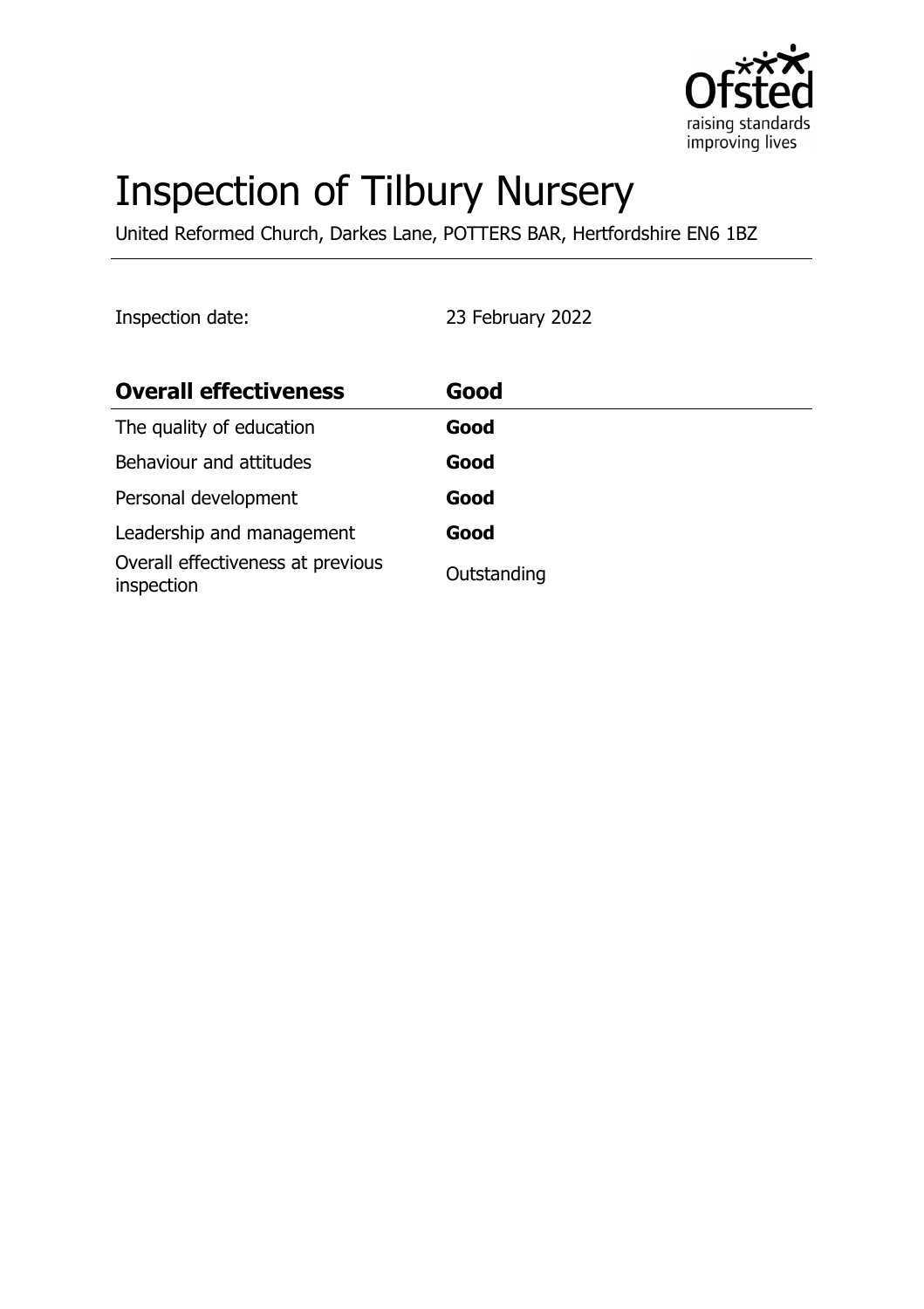# Inspection of Tilbury Nursery

United Reformed Church, Darkes Lane, POTTERS BAR, Hertfordshire EN6 1BZ

Inspection date: 23 February 2022

| **Overall effectiveness** | **Good** |
|---|---|
| The quality of education | **Good** |
| Behaviour and attitudes | **Good** |
| Personal development | **Good** |
| Leadership and management | **Good** |
| Overall effectiveness at previous inspection | Outstanding |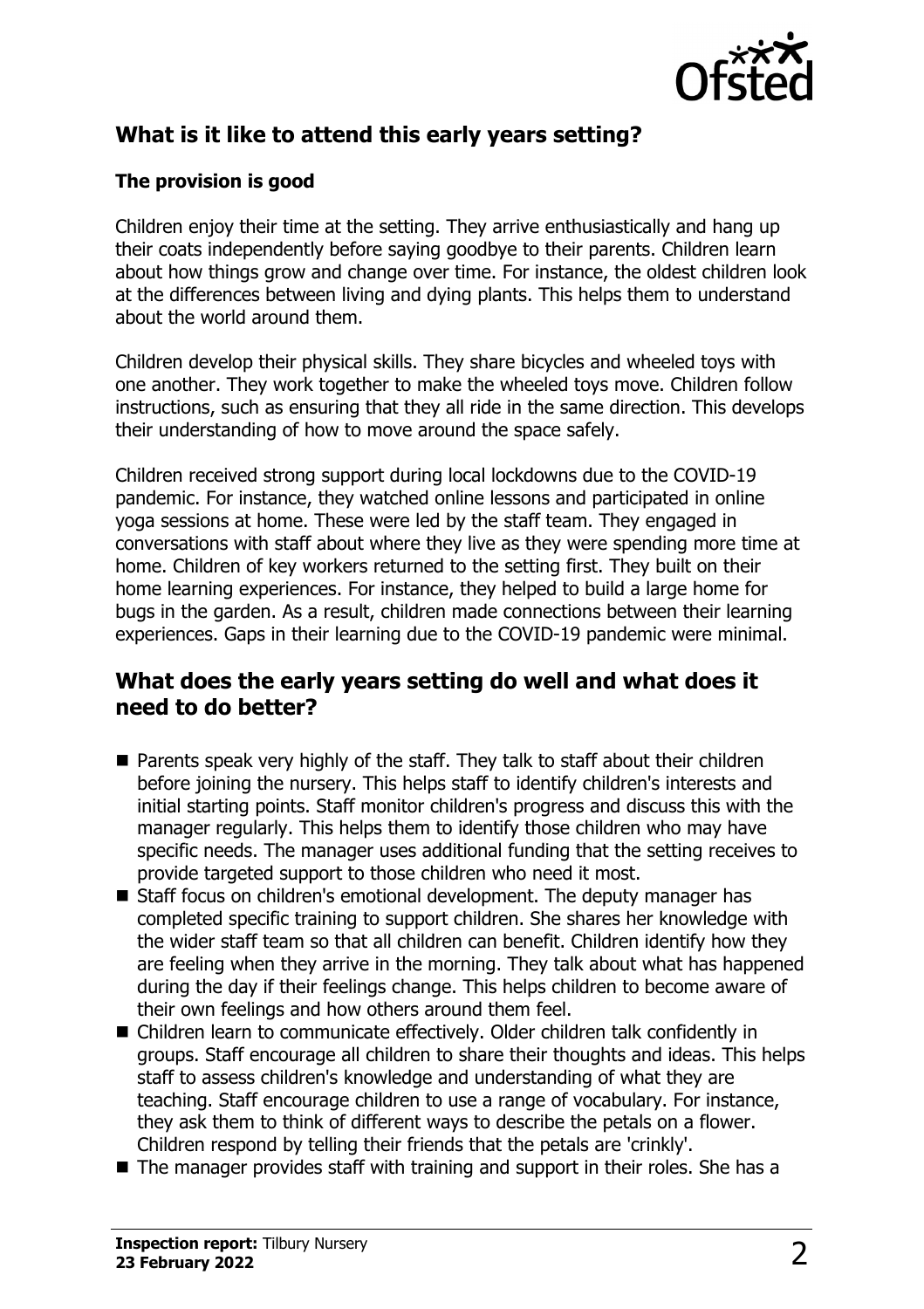## What is it like to attend this early years setting?

### The provision is good

Children enjoy their time at the setting. They arrive enthusiastically and hang up their coats independently before saying goodbye to their parents. Children learn about how things grow and change over time. For instance, the oldest children look at the differences between living and dying plants. This helps them to understand about the world around them.

Children develop their physical skills. They share bicycles and wheeled toys with one another. They work together to make the wheeled toys move. Children follow instructions, such as ensuring that they all ride in the same direction. This develops their understanding of how to move around the space safely.

Children received strong support during local lockdowns due to the COVID-19 pandemic. For instance, they watched online lessons and participated in online yoga sessions at home. These were led by the staff team. They engaged in conversations with staff about where they live as they were spending more time at home. Children of key workers returned to the setting first. They built on their home learning experiences. For instance, they helped to build a large home for bugs in the garden. As a result, children made connections between their learning experiences. Gaps in their learning due to the COVID-19 pandemic were minimal.

## What does the early years setting do well and what does it need to do better?

- Parents speak very highly of the staff. They talk to staff about their children before joining the nursery. This helps staff to identify children's interests and initial starting points. Staff monitor children's progress and discuss this with the manager regularly. This helps them to identify those children who may have specific needs. The manager uses additional funding that the setting receives to provide targeted support to those children who need it most.
- Staff focus on children's emotional development. The deputy manager has completed specific training to support children. She shares her knowledge with the wider staff team so that all children can benefit. Children identify how they are feeling when they arrive in the morning. They talk about what has happened during the day if their feelings change. This helps children to become aware of their own feelings and how others around them feel.
- Children learn to communicate effectively. Older children talk confidently in groups. Staff encourage all children to share their thoughts and ideas. This helps staff to assess children's knowledge and understanding of what they are teaching. Staff encourage children to use a range of vocabulary. For instance, they ask them to think of different ways to describe the petals on a flower. Children respond by telling their friends that the petals are 'crinkly'.
- The manager provides staff with training and support in their roles. She has a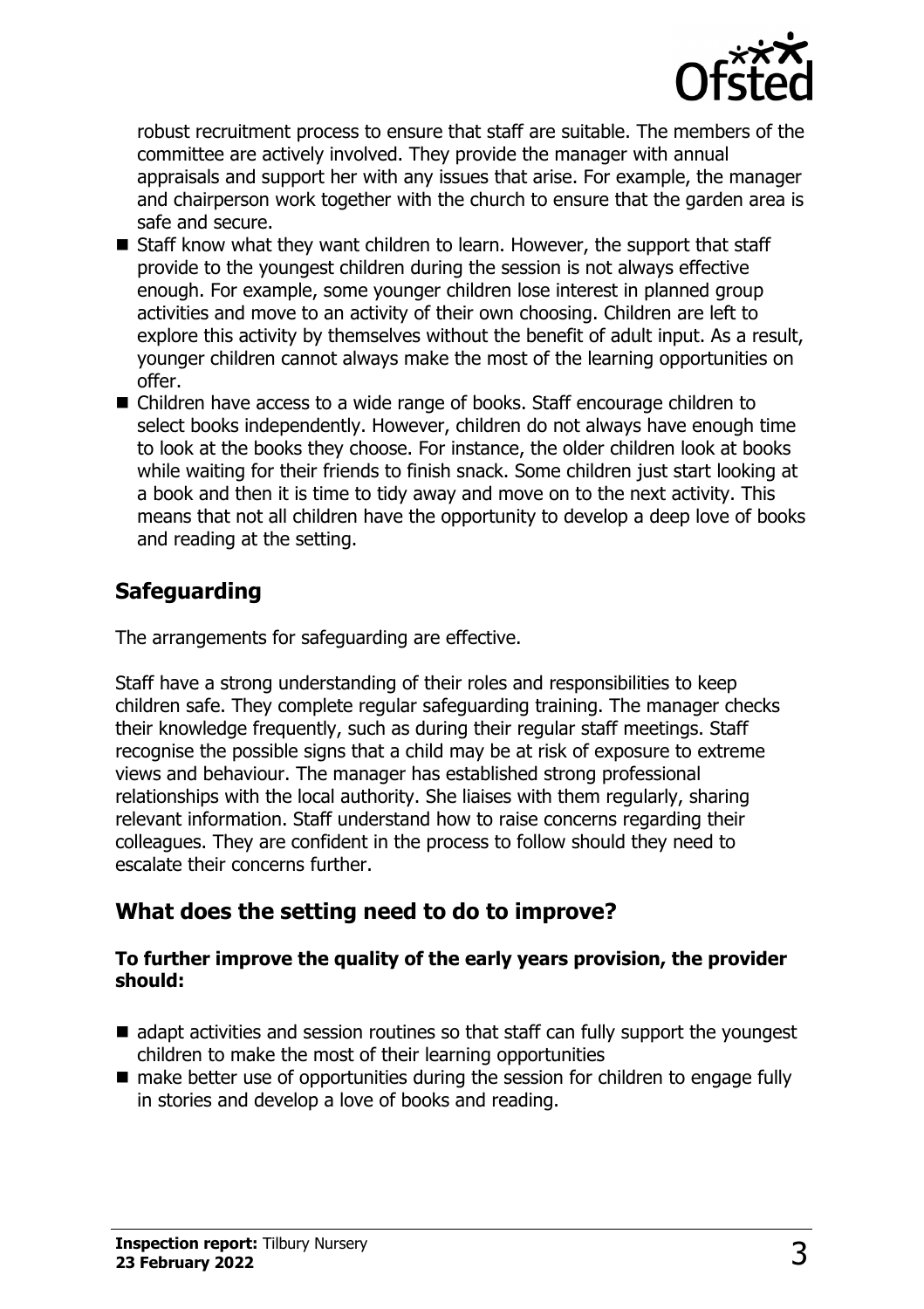robust recruitment process to ensure that staff are suitable. The members of the committee are actively involved. They provide the manager with annual appraisals and support her with any issues that arise. For example, the manager and chairperson work together with the church to ensure that the garden area is safe and secure.

- Staff know what they want children to learn. However, the support that staff provide to the youngest children during the session is not always effective enough. For example, some younger children lose interest in planned group activities and move to an activity of their own choosing. Children are left to explore this activity by themselves without the benefit of adult input. As a result, younger children cannot always make the most of the learning opportunities on offer.
- Children have access to a wide range of books. Staff encourage children to select books independently. However, children do not always have enough time to look at the books they choose. For instance, the older children look at books while waiting for their friends to finish snack. Some children just start looking at a book and then it is time to tidy away and move on to the next activity. This means that not all children have the opportunity to develop a deep love of books and reading at the setting.

## Safeguarding

The arrangements for safeguarding are effective.

Staff have a strong understanding of their roles and responsibilities to keep children safe. They complete regular safeguarding training. The manager checks their knowledge frequently, such as during their regular staff meetings. Staff recognise the possible signs that a child may be at risk of exposure to extreme views and behaviour. The manager has established strong professional relationships with the local authority. She liaises with them regularly, sharing relevant information. Staff understand how to raise concerns regarding their colleagues. They are confident in the process to follow should they need to escalate their concerns further.

## What does the setting need to do to improve?

**To further improve the quality of the early years provision, the provider should:**

- adapt activities and session routines so that staff can fully support the youngest children to make the most of their learning opportunities
- make better use of opportunities during the session for children to engage fully in stories and develop a love of books and reading.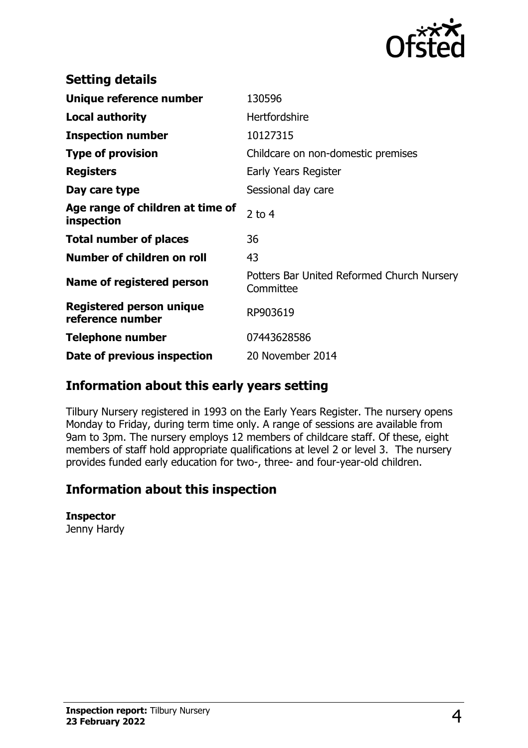## Setting details

| | |
|---|---|
| **Unique reference number** | 130596 |
| **Local authority** | Hertfordshire |
| **Inspection number** | 10127315 |
| **Type of provision** | Childcare on non-domestic premises |
| **Registers** | Early Years Register |
| **Day care type** | Sessional day care |
| **Age range of children at time of inspection** | 2 to 4 |
| **Total number of places** | 36 |
| **Number of children on roll** | 43 |
| **Name of registered person** | Potters Bar United Reformed Church Nursery Committee |
| **Registered person unique reference number** | RP903619 |
| **Telephone number** | 07443628586 |
| **Date of previous inspection** | 20 November 2014 |

## Information about this early years setting

Tilbury Nursery registered in 1993 on the Early Years Register. The nursery opens Monday to Friday, during term time only. A range of sessions are available from 9am to 3pm. The nursery employs 12 members of childcare staff. Of these, eight members of staff hold appropriate qualifications at level 2 or level 3. The nursery provides funded early education for two-, three- and four-year-old children.

## Information about this inspection

**Inspector**
Jenny Hardy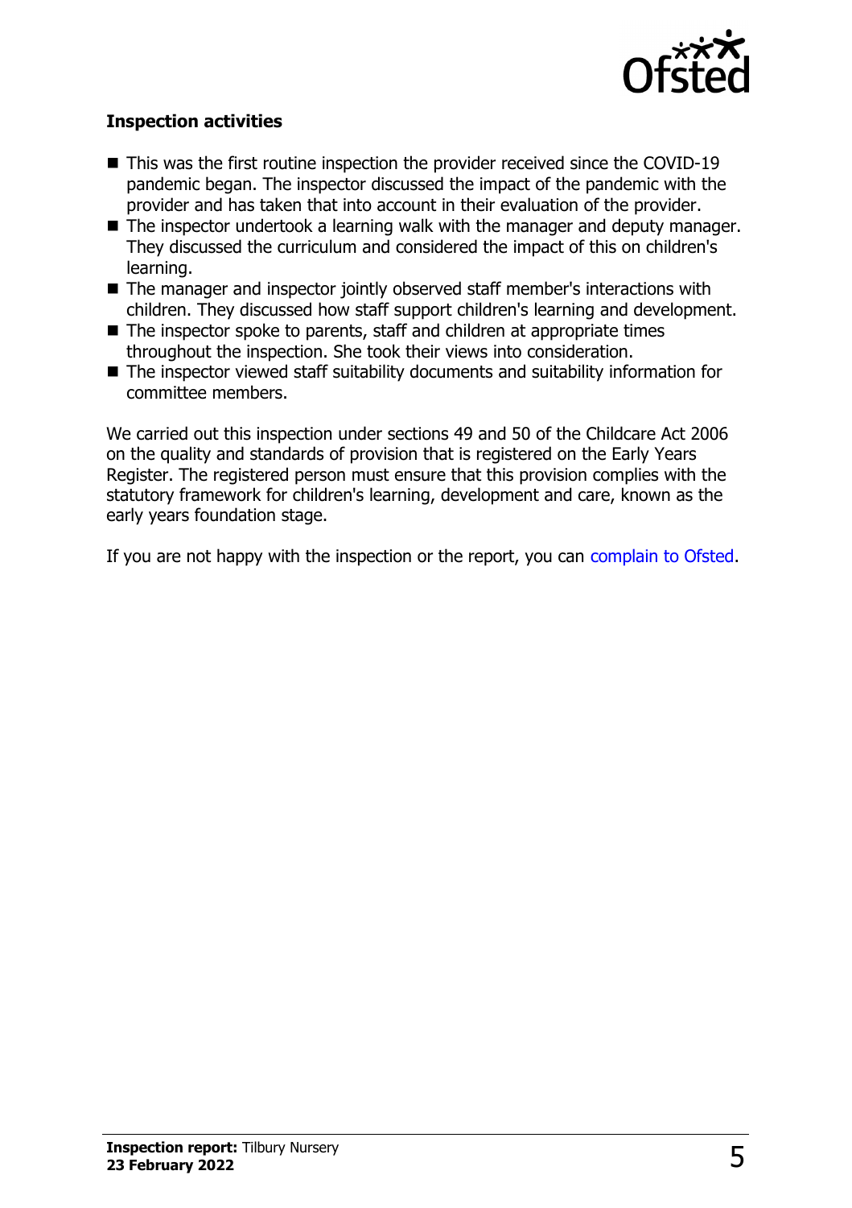### Inspection activities

- This was the first routine inspection the provider received since the COVID-19 pandemic began. The inspector discussed the impact of the pandemic with the provider and has taken that into account in their evaluation of the provider.
- The inspector undertook a learning walk with the manager and deputy manager. They discussed the curriculum and considered the impact of this on children's learning.
- The manager and inspector jointly observed staff member's interactions with children. They discussed how staff support children's learning and development.
- The inspector spoke to parents, staff and children at appropriate times throughout the inspection. She took their views into consideration.
- The inspector viewed staff suitability documents and suitability information for committee members.

We carried out this inspection under sections 49 and 50 of the Childcare Act 2006 on the quality and standards of provision that is registered on the Early Years Register. The registered person must ensure that this provision complies with the statutory framework for children's learning, development and care, known as the early years foundation stage.

If you are not happy with the inspection or the report, you can complain to Ofsted.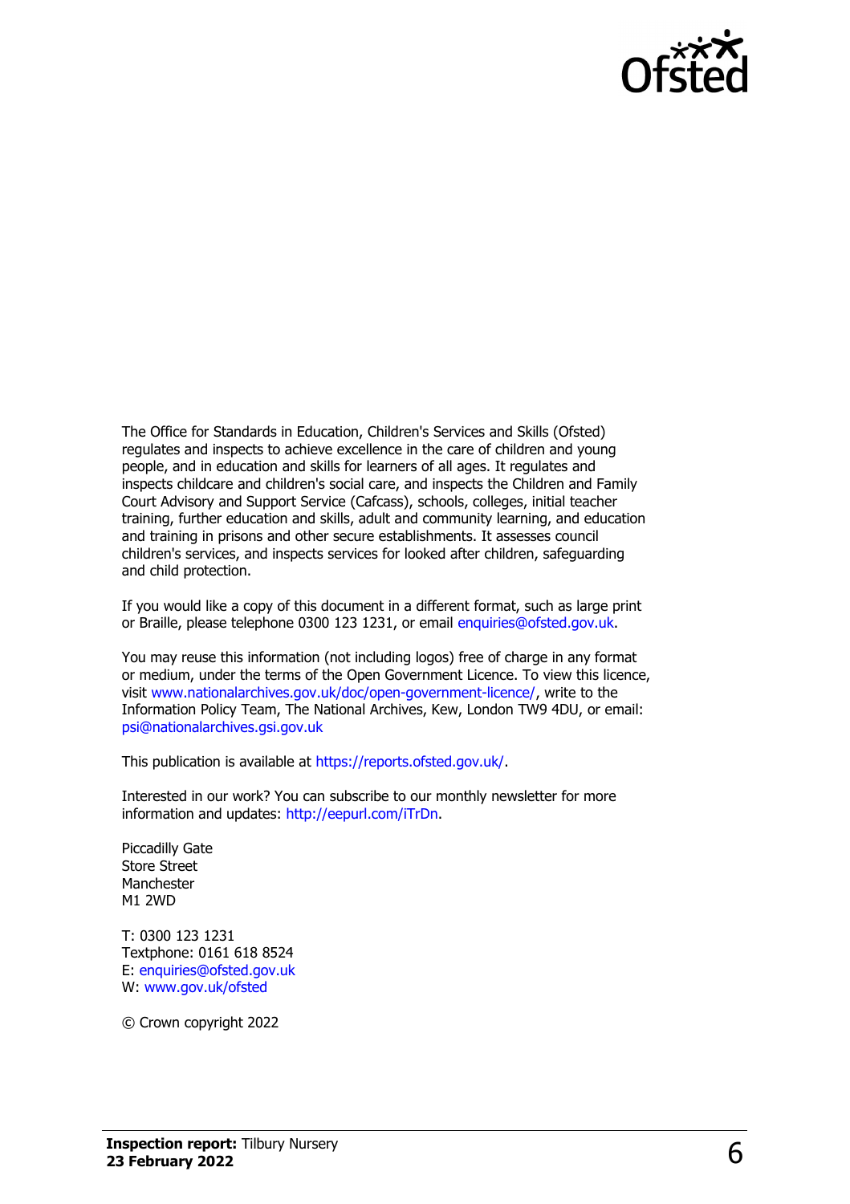The Office for Standards in Education, Children's Services and Skills (Ofsted) regulates and inspects to achieve excellence in the care of children and young people, and in education and skills for learners of all ages. It regulates and inspects childcare and children's social care, and inspects the Children and Family Court Advisory and Support Service (Cafcass), schools, colleges, initial teacher training, further education and skills, adult and community learning, and education and training in prisons and other secure establishments. It assesses council children's services, and inspects services for looked after children, safeguarding and child protection.

If you would like a copy of this document in a different format, such as large print or Braille, please telephone 0300 123 1231, or email enquiries@ofsted.gov.uk.

You may reuse this information (not including logos) free of charge in any format or medium, under the terms of the Open Government Licence. To view this licence, visit www.nationalarchives.gov.uk/doc/open-government-licence/, write to the Information Policy Team, The National Archives, Kew, London TW9 4DU, or email: psi@nationalarchives.gsi.gov.uk

This publication is available at https://reports.ofsted.gov.uk/.

Interested in our work? You can subscribe to our monthly newsletter for more information and updates: http://eepurl.com/iTrDn.

Piccadilly Gate
Store Street
Manchester
M1 2WD

T: 0300 123 1231
Textphone: 0161 618 8524
E: enquiries@ofsted.gov.uk
W: www.gov.uk/ofsted

© Crown copyright 2022